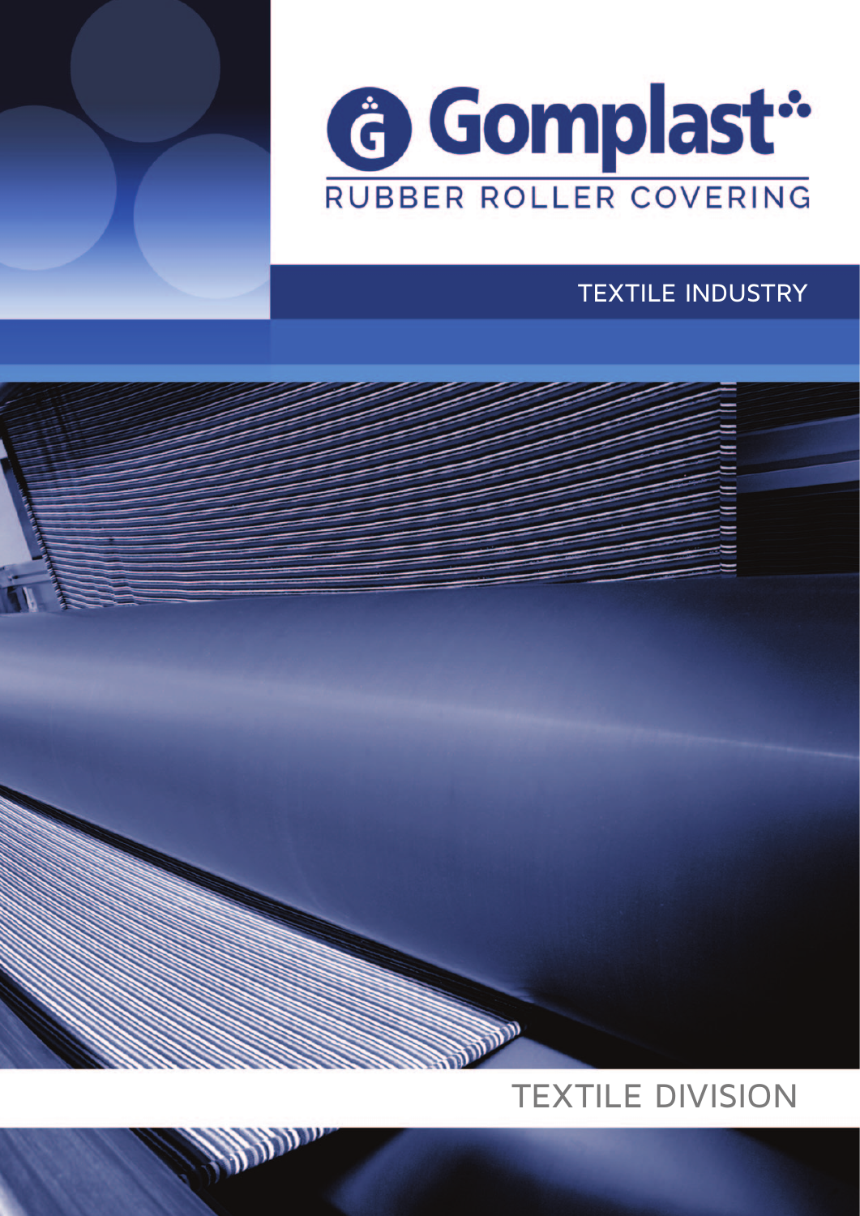# Gomplast

RUBBER ROLLER COVERING

## TEXTILE INDUSTRY

## TEXTILE DIVISION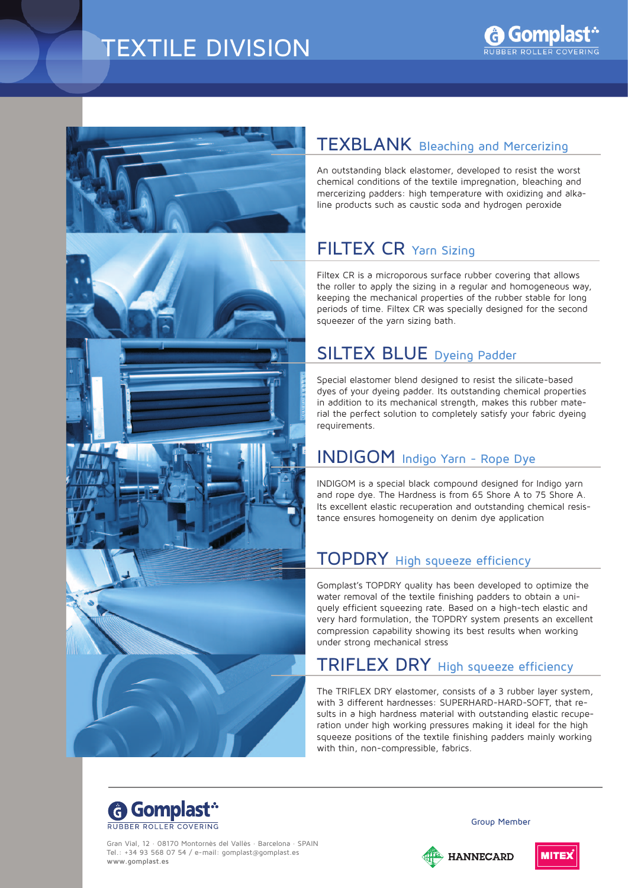# TEXTILE DIVISION

## TEXBLANK Bleaching and Mercerizing

An outstanding black elastomer, developed to resist the worst chemical conditions of the textile impregnation, bleaching and mercerizing padders: high temperature with oxidizing and alkaline products such as caustic soda and hydrogen peroxide

## FILTEX CR Yarn Sizing

Filtex CR is a microporous surface rubber covering that allows the roller to apply the sizing in a regular and homogeneous way, keeping the mechanical properties of the rubber stable for long periods of time. Filtex CR was specially designed for the second squeezer of the yarn sizing bath.

## SILTEX BLUE Dyeing Padder

Special elastomer blend designed to resist the silicate-based dyes of your dyeing padder. Its outstanding chemical properties in addition to its mechanical strength, makes this rubber material the perfect solution to completely satisfy your fabric dyeing requirements.

## INDIGOM Indigo Yarn - Rope Dye

INDIGOM is a special black compound designed for Indigo yarn and rope dye. The Hardness is from 65 Shore A to 75 Shore A. Its excellent elastic recuperation and outstanding chemical resistance ensures homogeneity on denim dye application

## TOPDRY High squeeze efficiency

Gomplast's TOPDRY quality has been developed to optimize the water removal of the textile finishing padders to obtain a uniquely efficient squeezing rate. Based on a high-tech elastic and very hard formulation, the TOPDRY system presents an excellent compression capability showing its best results when working under strong mechanical stress

## TRIFLEX DRY High squeeze efficiency

The TRIFLEX DRY elastomer, consists of a 3 rubber layer system, with 3 different hardnesses: SUPERHARD-HARD-SOFT, that results in a high hardness material with outstanding elastic recuperation under high working pressures making it ideal for the high squeeze positions of the textile finishing padders mainly working with thin, non-compressible, fabrics.

Gomplast
RUBBER ROLLER COVERING

Gran Vial, 12 · 08170 Montornès del Vallès · Barcelona · SPAIN
Tel.: +34 93 568 07 54 / e-mail: gomplast@gomplast.es
www.gomplast.es

Group Member

HANNECARD

MITEX